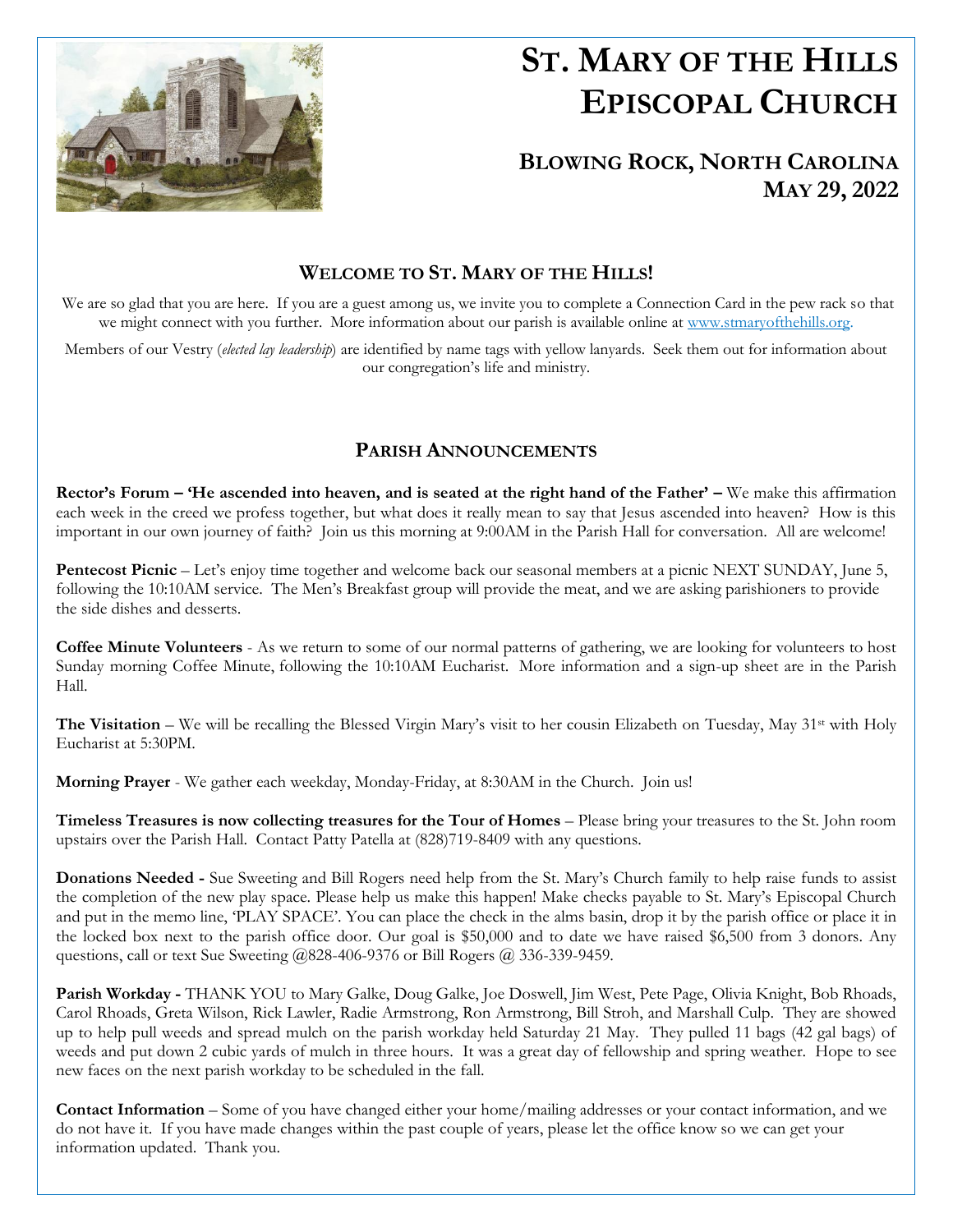// Note: no images were detected; the drawing at top-left of the church is not referenced.
# St. Mary of the Hills Episcopal Church

## Blowing Rock, North Carolina
## May 29, 2022

## Welcome to St. Mary of the Hills!

We are so glad that you are here. If you are a guest among us, we invite you to complete a Connection Card in the pew rack so that we might connect with you further. More information about our parish is available online at www.stmaryofthehills.org.

Members of our Vestry (*elected lay leadership*) are identified by name tags with yellow lanyards. Seek them out for information about our congregation's life and ministry.

## Parish Announcements

**Rector's Forum – 'He ascended into heaven, and is seated at the right hand of the Father' –** We make this affirmation each week in the creed we profess together, but what does it really mean to say that Jesus ascended into heaven? How is this important in our own journey of faith? Join us this morning at 9:00AM in the Parish Hall for conversation. All are welcome!

**Pentecost Picnic** – Let's enjoy time together and welcome back our seasonal members at a picnic NEXT SUNDAY, June 5, following the 10:10AM service. The Men's Breakfast group will provide the meat, and we are asking parishioners to provide the side dishes and desserts.

**Coffee Minute Volunteers** - As we return to some of our normal patterns of gathering, we are looking for volunteers to host Sunday morning Coffee Minute, following the 10:10AM Eucharist. More information and a sign-up sheet are in the Parish Hall.

**The Visitation** – We will be recalling the Blessed Virgin Mary's visit to her cousin Elizabeth on Tuesday, May 31st with Holy Eucharist at 5:30PM.

**Morning Prayer** - We gather each weekday, Monday-Friday, at 8:30AM in the Church. Join us!

**Timeless Treasures is now collecting treasures for the Tour of Homes** – Please bring your treasures to the St. John room upstairs over the Parish Hall. Contact Patty Patella at (828)719-8409 with any questions.

**Donations Needed -** Sue Sweeting and Bill Rogers need help from the St. Mary's Church family to help raise funds to assist the completion of the new play space. Please help us make this happen! Make checks payable to St. Mary's Episcopal Church and put in the memo line, 'PLAY SPACE'. You can place the check in the alms basin, drop it by the parish office or place it in the locked box next to the parish office door. Our goal is $50,000 and to date we have raised $6,500 from 3 donors. Any questions, call or text Sue Sweeting @828-406-9376 or Bill Rogers @ 336-339-9459.

**Parish Workday -** THANK YOU to Mary Galke, Doug Galke, Joe Doswell, Jim West, Pete Page, Olivia Knight, Bob Rhoads, Carol Rhoads, Greta Wilson, Rick Lawler, Radie Armstrong, Ron Armstrong, Bill Stroh, and Marshall Culp. They are showed up to help pull weeds and spread mulch on the parish workday held Saturday 21 May. They pulled 11 bags (42 gal bags) of weeds and put down 2 cubic yards of mulch in three hours. It was a great day of fellowship and spring weather. Hope to see new faces on the next parish workday to be scheduled in the fall.

**Contact Information** – Some of you have changed either your home/mailing addresses or your contact information, and we do not have it. If you have made changes within the past couple of years, please let the office know so we can get your information updated. Thank you.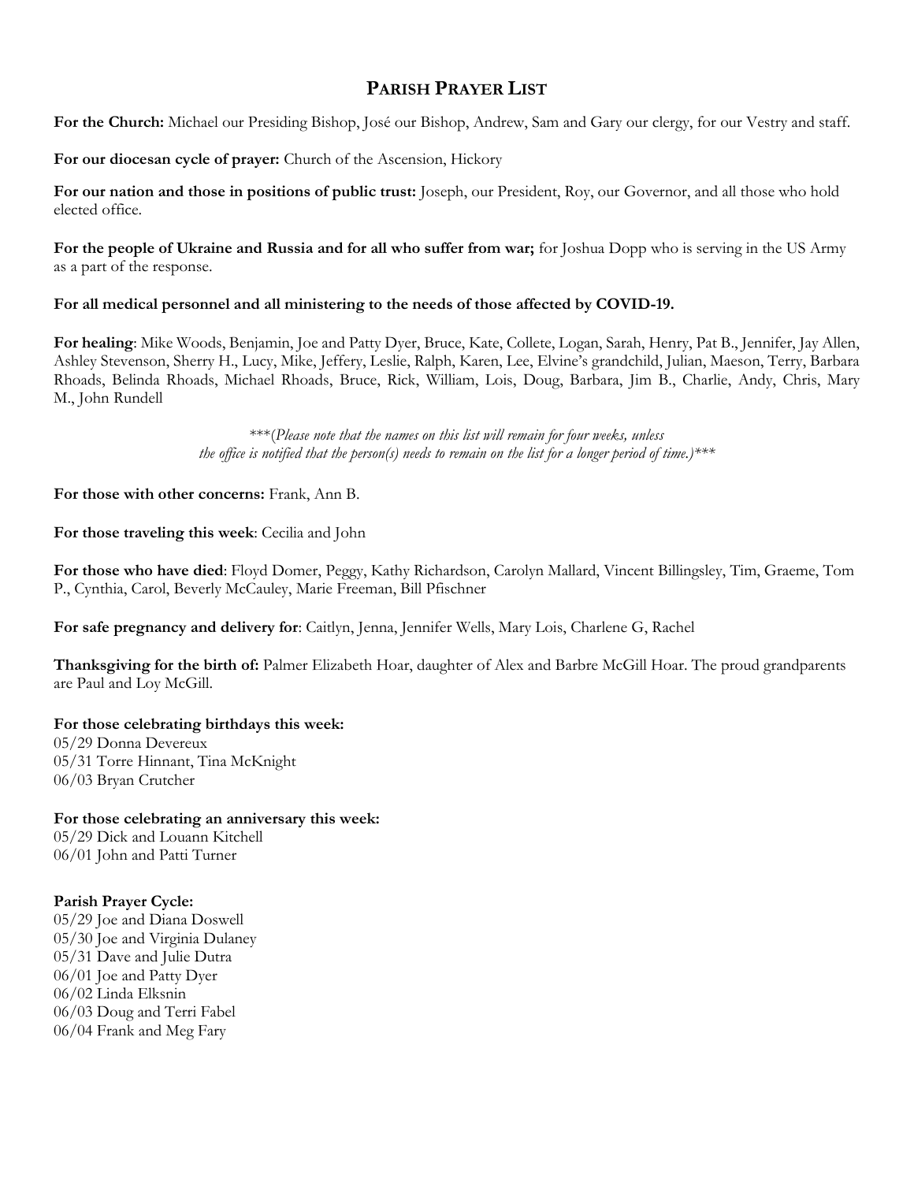# PARISH PRAYER LIST

**For the Church:** Michael our Presiding Bishop, José our Bishop, Andrew, Sam and Gary our clergy, for our Vestry and staff.

**For our diocesan cycle of prayer:** Church of the Ascension, Hickory

**For our nation and those in positions of public trust:** Joseph, our President, Roy, our Governor, and all those who hold elected office.

**For the people of Ukraine and Russia and for all who suffer from war;** for Joshua Dopp who is serving in the US Army as a part of the response.

**For all medical personnel and all ministering to the needs of those affected by COVID-19.**

**For healing**: Mike Woods, Benjamin, Joe and Patty Dyer, Bruce, Kate, Collete, Logan, Sarah, Henry, Pat B., Jennifer, Jay Allen, Ashley Stevenson, Sherry H., Lucy, Mike, Jeffery, Leslie, Ralph, Karen, Lee, Elvine's grandchild, Julian, Maeson, Terry, Barbara Rhoads, Belinda Rhoads, Michael Rhoads, Bruce, Rick, William, Lois, Doug, Barbara, Jim B., Charlie, Andy, Chris, Mary M., John Rundell

*\*\*\*(Please note that the names on this list will remain for four weeks, unless the office is notified that the person(s) needs to remain on the list for a longer period of time.)\*\*\**

**For those with other concerns:** Frank, Ann B.

**For those traveling this week**: Cecilia and John

**For those who have died**: Floyd Domer, Peggy, Kathy Richardson, Carolyn Mallard, Vincent Billingsley, Tim, Graeme, Tom P., Cynthia, Carol, Beverly McCauley, Marie Freeman, Bill Pfischner

**For safe pregnancy and delivery for**: Caitlyn, Jenna, Jennifer Wells, Mary Lois, Charlene G, Rachel

**Thanksgiving for the birth of:** Palmer Elizabeth Hoar, daughter of Alex and Barbre McGill Hoar. The proud grandparents are Paul and Loy McGill.

**For those celebrating birthdays this week:**
05/29 Donna Devereux
05/31 Torre Hinnant, Tina McKnight
06/03 Bryan Crutcher

**For those celebrating an anniversary this week:**
05/29 Dick and Louann Kitchell
06/01 John and Patti Turner

**Parish Prayer Cycle:**
05/29 Joe and Diana Doswell
05/30 Joe and Virginia Dulaney
05/31 Dave and Julie Dutra
06/01 Joe and Patty Dyer
06/02 Linda Elksnin
06/03 Doug and Terri Fabel
06/04 Frank and Meg Fary